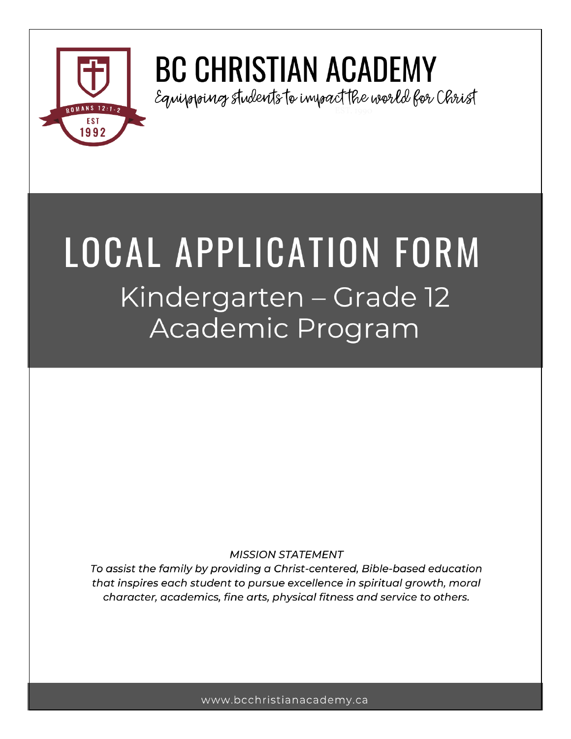# BC CHRISTIAN ACADEMY

*Equipping students to impact the world for Christ*

# LOCAL APPLICATION FORM

## Kindergarten – Grade 12 Academic Program

*MISSION STATEMENT*

*To assist the family by providing a Christ-centered, Bible-based education that inspires each student to pursue excellence in spiritual growth, moral character, academics, fine arts, physical fitness and service to others.*

www.bcchristianacademy.ca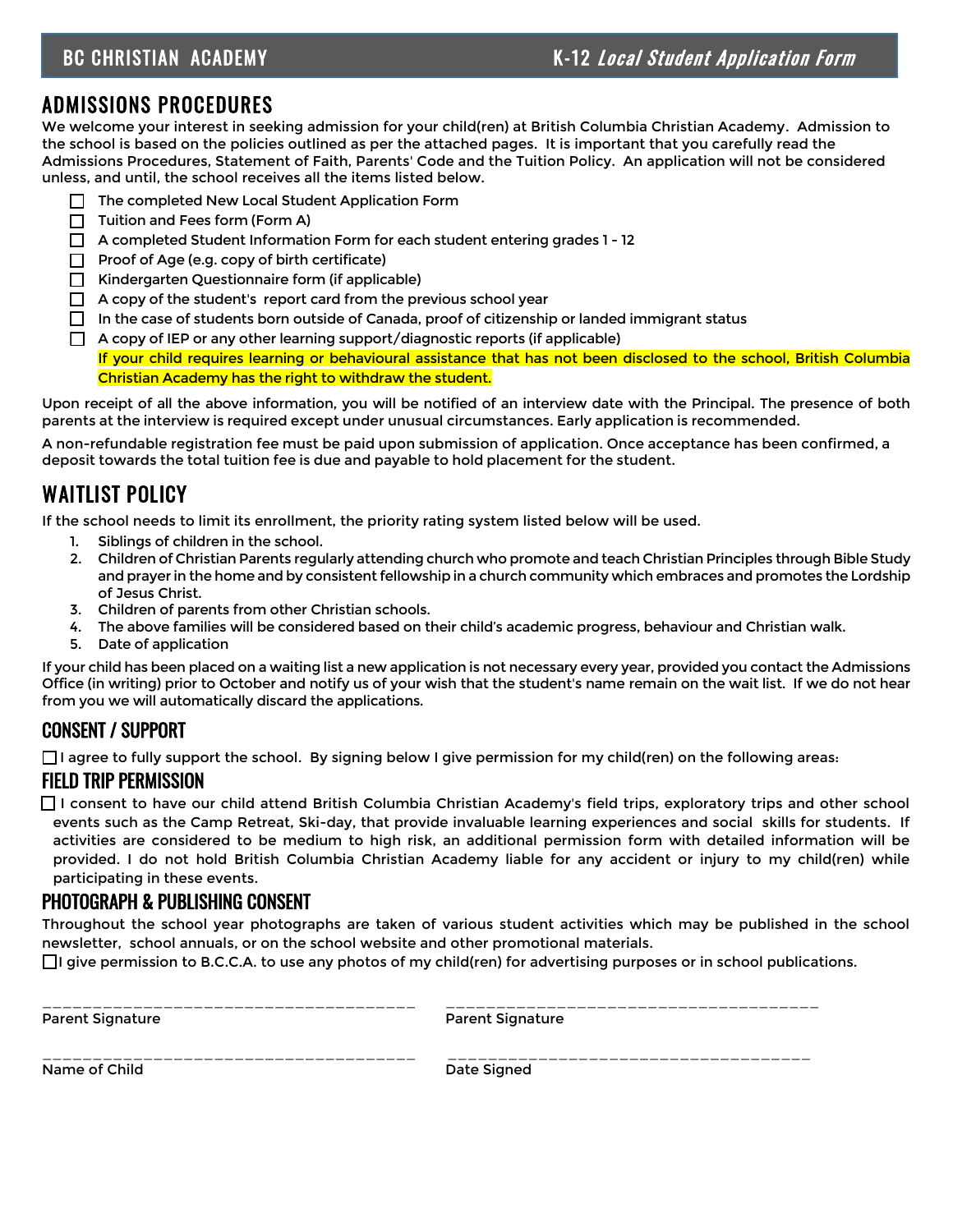BC CHRISTIAN ACADEMY K-12 *Local Student Application Form*

## ADMISSIONS PROCEDURES

We welcome your interest in seeking admission for your child(ren) at British Columbia Christian Academy. Admission to the school is based on the policies outlined as per the attached pages. It is important that you carefully read the Admissions Procedures, Statement of Faith, Parents' Code and the Tuition Policy. An application will not be considered unless, and until, the school receives all the items listed below.

- ☐ The completed New Local Student Application Form
- ☐ Tuition and Fees form (Form A)
- ☐ A completed Student Information Form for each student entering grades 1 - 12
- ☐ Proof of Age (e.g. copy of birth certificate)
- ☐ Kindergarten Questionnaire form (if applicable)
- ☐ A copy of the student's report card from the previous school year
- ☐ In the case of students born outside of Canada, proof of citizenship or landed immigrant status
- ☐ A copy of IEP or any other learning support/diagnostic reports (if applicable)

If your child requires learning or behavioural assistance that has not been disclosed to the school, British Columbia Christian Academy has the right to withdraw the student.

Upon receipt of all the above information, you will be notified of an interview date with the Principal. The presence of both parents at the interview is required except under unusual circumstances. Early application is recommended.

A non-refundable registration fee must be paid upon submission of application. Once acceptance has been confirmed, a deposit towards the total tuition fee is due and payable to hold placement for the student.

## WAITLIST POLICY

If the school needs to limit its enrollment, the priority rating system listed below will be used.

1. Siblings of children in the school.
2. Children of Christian Parents regularly attending church who promote and teach Christian Principles through Bible Study and prayer in the home and by consistent fellowship in a church community which embraces and promotes the Lordship of Jesus Christ.
3. Children of parents from other Christian schools.
4. The above families will be considered based on their child's academic progress, behaviour and Christian walk.
5. Date of application

If your child has been placed on a waiting list a new application is not necessary every year, provided you contact the Admissions Office (in writing) prior to October and notify us of your wish that the student's name remain on the wait list. If we do not hear from you we will automatically discard the applications.

### CONSENT / SUPPORT

☐ I agree to fully support the school. By signing below I give permission for my child(ren) on the following areas:

### FIELD TRIP PERMISSION

☐ I consent to have our child attend British Columbia Christian Academy's field trips, exploratory trips and other school events such as the Camp Retreat, Ski-day, that provide invaluable learning experiences and social skills for students. If activities are considered to be medium to high risk, an additional permission form with detailed information will be provided. I do not hold British Columbia Christian Academy liable for any accident or injury to my child(ren) while participating in these events.

### PHOTOGRAPH & PUBLISHING CONSENT

Throughout the school year photographs are taken of various student activities which may be published in the school newsletter, school annuals, or on the school website and other promotional materials.

☐ I give permission to B.C.C.A. to use any photos of my child(ren) for advertising purposes or in school publications.

______________________________________ Parent Signature

______________________________________ Parent Signature

______________________________________ Name of Child

______________________________________ Date Signed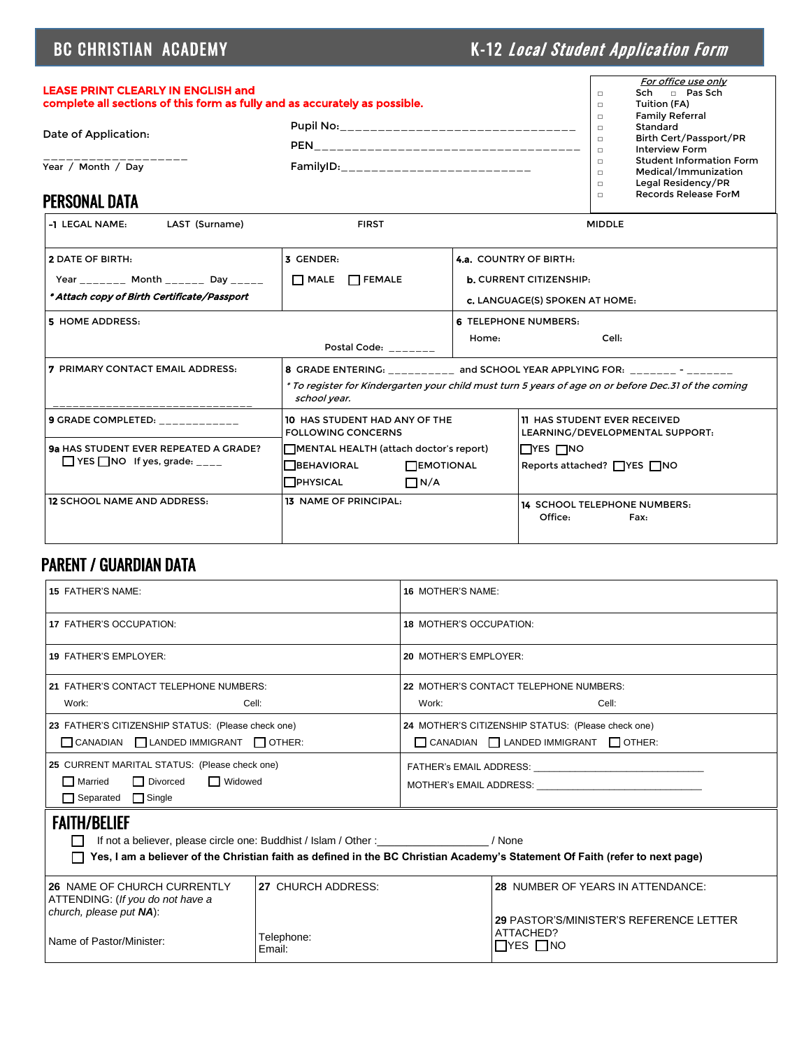# BC CHRISTIAN ACADEMY — K-12 *Local Student Application Form*

**LEASE PRINT CLEARLY IN ENGLISH and complete all sections of this form as fully and as accurately as possible.**

Date of Application:

___________________
Year / Month / Day

Pupil No:_______________________________

PEN___________________________________

FamilyID:_________________________

*For office use only*

- ☐ Sch ☐ Pas Sch
- ☐ Tuition (FA)
- ☐ Family Referral
- ☐ Standard
- ☐ Birth Cert/Passport/PR
- ☐ Interview Form
- ☐ Student Information Form
- ☐ Medical/Immunization
- ☐ Legal Residency/PR
- ☐ Records Release ForM

## PERSONAL DATA

| -1 LEGAL NAME: LAST (Surname) | FIRST | MIDDLE |
|---|---|---|
| 2 DATE OF BIRTH: Year _______ Month ______ Day _____ *\* Attach copy of Birth Certificate/Passport* | 3 GENDER: ☐ MALE ☐ FEMALE | 4.a. COUNTRY OF BIRTH: b. CURRENT CITIZENSHIP: c. LANGUAGE(S) SPOKEN AT HOME: |
| 5 HOME ADDRESS: Postal Code: _______ | | 6 TELEPHONE NUMBERS: Home: Cell: |
| 7 PRIMARY CONTACT EMAIL ADDRESS: _____________________________ | 8 GRADE ENTERING: __________ and SCHOOL YEAR APPLYING FOR: _______ - _______ *\* To register for Kindergarten your child must turn 5 years of age on or before Dec.31 of the coming school year.* | |
| 9 GRADE COMPLETED: ____________ 9a HAS STUDENT EVER REPEATED A GRADE? ☐ YES ☐ NO If yes, grade: ____ | 10 HAS STUDENT HAD ANY OF THE FOLLOWING CONCERNS ☐ MENTAL HEALTH (attach doctor's report) ☐ BEHAVIORAL ☐ EMOTIONAL ☐ PHYSICAL ☐ N/A | 11 HAS STUDENT EVER RECEIVED LEARNING/DEVELOPMENTAL SUPPORT: ☐ YES ☐ NO Reports attached? ☐ YES ☐ NO |
| 12 SCHOOL NAME AND ADDRESS: | 13 NAME OF PRINCIPAL: | 14 SCHOOL TELEPHONE NUMBERS: Office: Fax: |

## PARENT / GUARDIAN DATA

| | |
|---|---|
| 15 FATHER'S NAME: | 16 MOTHER'S NAME: |
| 17 FATHER'S OCCUPATION: | 18 MOTHER'S OCCUPATION: |
| 19 FATHER'S EMPLOYER: | 20 MOTHER'S EMPLOYER: |
| 21 FATHER'S CONTACT TELEPHONE NUMBERS: Work: Cell: | 22 MOTHER'S CONTACT TELEPHONE NUMBERS: Work: Cell: |
| 23 FATHER'S CITIZENSHIP STATUS: (Please check one) ☐ CANADIAN ☐ LANDED IMMIGRANT ☐ OTHER: | 24 MOTHER'S CITIZENSHIP STATUS: (Please check one) ☐ CANADIAN ☐ LANDED IMMIGRANT ☐ OTHER: |
| 25 CURRENT MARITAL STATUS: (Please check one) ☐ Married ☐ Divorced ☐ Widowed ☐ Separated ☐ Single | FATHER's EMAIL ADDRESS: ______________________________ MOTHER's EMAIL ADDRESS: ______________________________ |

## FAITH/BELIEF

☐ If not a believer, please circle one: Buddhist / Islam / Other :__________________ / None

☐ **Yes, I am a believer of the Christian faith as defined in the BC Christian Academy's Statement Of Faith (refer to next page)**

| | | |
|---|---|---|
| 26 NAME OF CHURCH CURRENTLY ATTENDING: (*If you do not have a church, please put **NA***): Name of Pastor/Minister: | 27 CHURCH ADDRESS: Telephone: Email: | 28 NUMBER OF YEARS IN ATTENDANCE: 29 PASTOR'S/MINISTER'S REFERENCE LETTER ATTACHED? ☐ YES ☐ NO |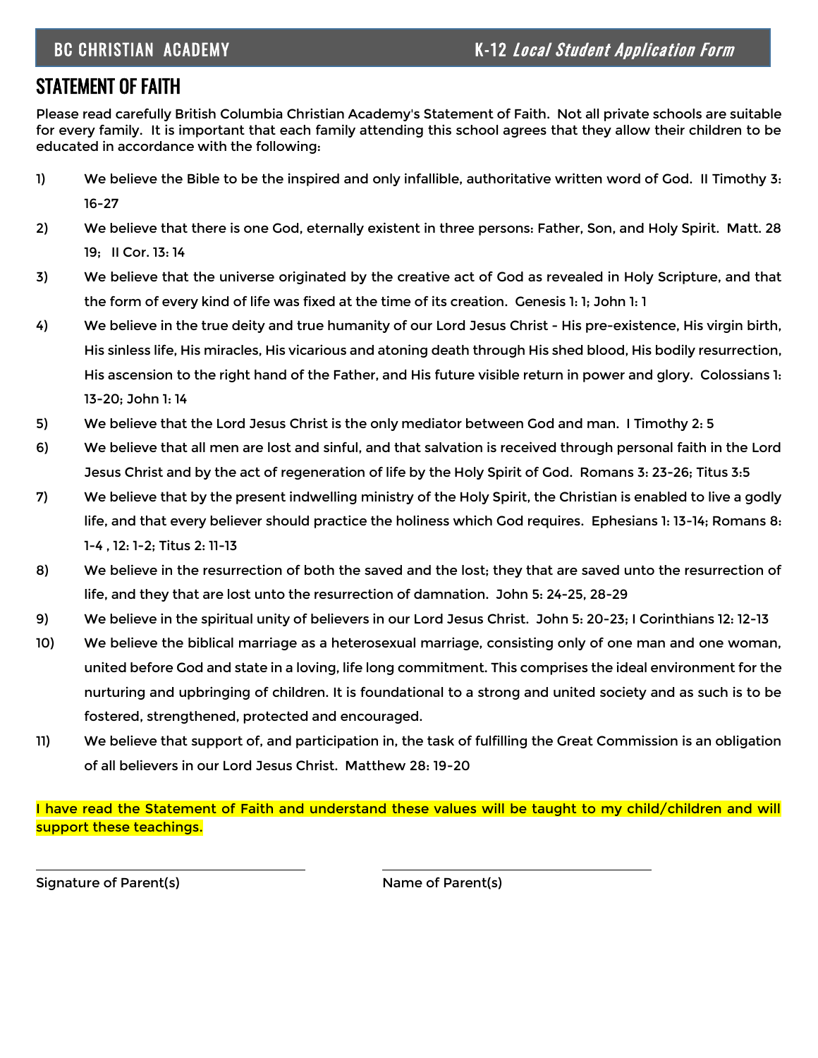## STATEMENT OF FAITH

Please read carefully British Columbia Christian Academy's Statement of Faith. Not all private schools are suitable for every family. It is important that each family attending this school agrees that they allow their children to be educated in accordance with the following:

1) We believe the Bible to be the inspired and only infallible, authoritative written word of God. II Timothy 3: 16-27
2) We believe that there is one God, eternally existent in three persons: Father, Son, and Holy Spirit. Matt. 28 19; II Cor. 13: 14
3) We believe that the universe originated by the creative act of God as revealed in Holy Scripture, and that the form of every kind of life was fixed at the time of its creation. Genesis 1: 1; John 1: 1
4) We believe in the true deity and true humanity of our Lord Jesus Christ - His pre-existence, His virgin birth, His sinless life, His miracles, His vicarious and atoning death through His shed blood, His bodily resurrection, His ascension to the right hand of the Father, and His future visible return in power and glory. Colossians 1: 13-20; John 1: 14
5) We believe that the Lord Jesus Christ is the only mediator between God and man. I Timothy 2: 5
6) We believe that all men are lost and sinful, and that salvation is received through personal faith in the Lord Jesus Christ and by the act of regeneration of life by the Holy Spirit of God. Romans 3: 23-26; Titus 3:5
7) We believe that by the present indwelling ministry of the Holy Spirit, the Christian is enabled to live a godly life, and that every believer should practice the holiness which God requires. Ephesians 1: 13-14; Romans 8: 1-4 , 12: 1-2; Titus 2: 11-13
8) We believe in the resurrection of both the saved and the lost; they that are saved unto the resurrection of life, and they that are lost unto the resurrection of damnation. John 5: 24-25, 28-29
9) We believe in the spiritual unity of believers in our Lord Jesus Christ. John 5: 20-23; I Corinthians 12: 12-13
10) We believe the biblical marriage as a heterosexual marriage, consisting only of one man and one woman, united before God and state in a loving, life long commitment. This comprises the ideal environment for the nurturing and upbringing of children. It is foundational to a strong and united society and as such is to be fostered, strengthened, protected and encouraged.
11) We believe that support of, and participation in, the task of fulfilling the Great Commission is an obligation of all believers in our Lord Jesus Christ. Matthew 28: 19-20

I have read the Statement of Faith and understand these values will be taught to my child/children and will support these teachings.

| Signature of Parent(s) | Name of Parent(s) |
|---|---|
| | |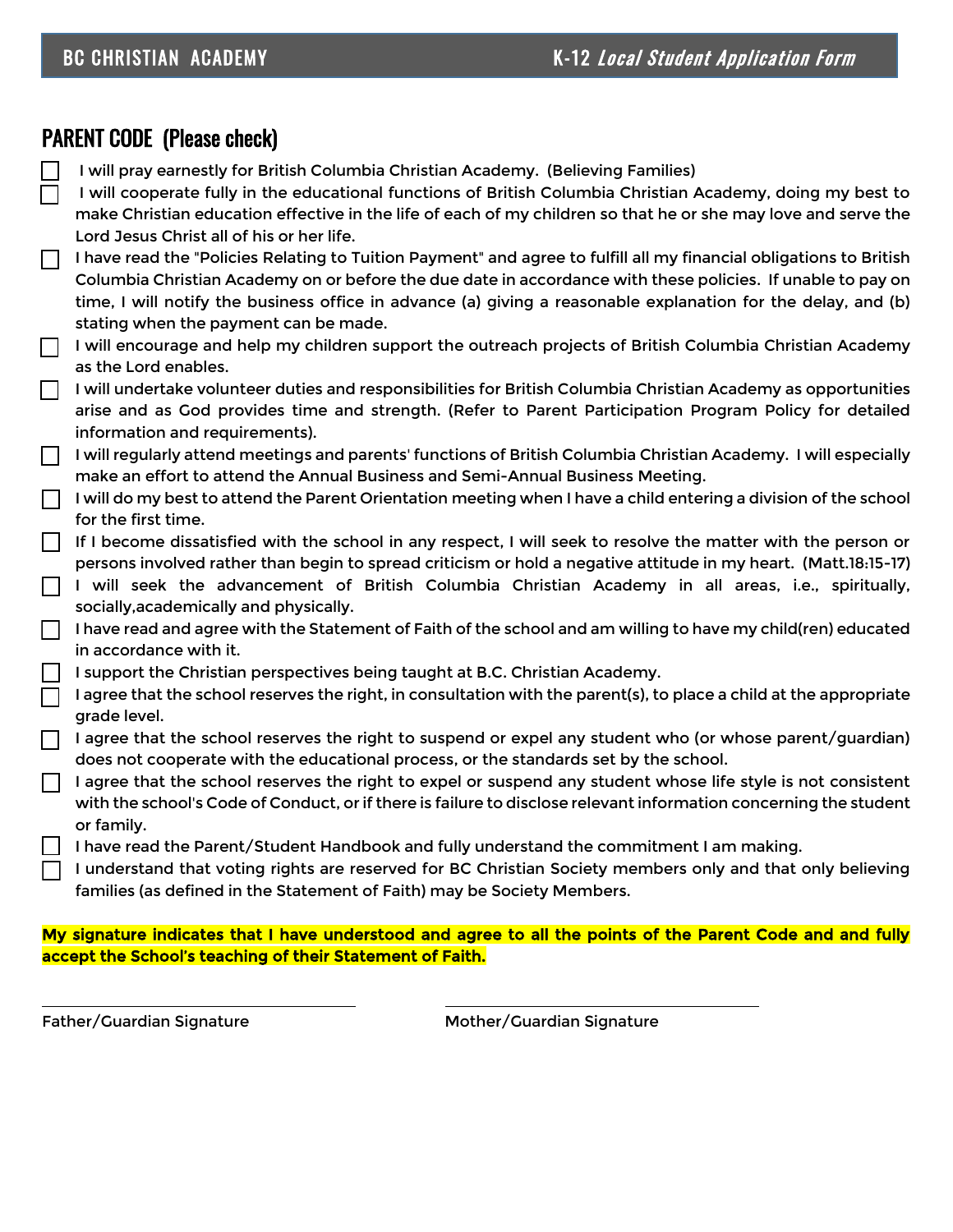## PARENT CODE (Please check)

- ☐ I will pray earnestly for British Columbia Christian Academy. (Believing Families)
- ☐ I will cooperate fully in the educational functions of British Columbia Christian Academy, doing my best to make Christian education effective in the life of each of my children so that he or she may love and serve the Lord Jesus Christ all of his or her life.
- ☐ I have read the "Policies Relating to Tuition Payment" and agree to fulfill all my financial obligations to British Columbia Christian Academy on or before the due date in accordance with these policies. If unable to pay on time, I will notify the business office in advance (a) giving a reasonable explanation for the delay, and (b) stating when the payment can be made.
- ☐ I will encourage and help my children support the outreach projects of British Columbia Christian Academy as the Lord enables.
- ☐ I will undertake volunteer duties and responsibilities for British Columbia Christian Academy as opportunities arise and as God provides time and strength. (Refer to Parent Participation Program Policy for detailed information and requirements).
- ☐ I will regularly attend meetings and parents' functions of British Columbia Christian Academy. I will especially make an effort to attend the Annual Business and Semi-Annual Business Meeting.
- ☐ I will do my best to attend the Parent Orientation meeting when I have a child entering a division of the school for the first time.
- ☐ If I become dissatisfied with the school in any respect, I will seek to resolve the matter with the person or persons involved rather than begin to spread criticism or hold a negative attitude in my heart. (Matt.18:15-17)
- ☐ I will seek the advancement of British Columbia Christian Academy in all areas, i.e., spiritually, socially,academically and physically.
- ☐ I have read and agree with the Statement of Faith of the school and am willing to have my child(ren) educated in accordance with it.
- ☐ I support the Christian perspectives being taught at B.C. Christian Academy.
- ☐ I agree that the school reserves the right, in consultation with the parent(s), to place a child at the appropriate grade level.
- ☐ I agree that the school reserves the right to suspend or expel any student who (or whose parent/guardian) does not cooperate with the educational process, or the standards set by the school.
- ☐ I agree that the school reserves the right to expel or suspend any student whose life style is not consistent with the school's Code of Conduct, or if there is failure to disclose relevant information concerning the student or family.
- ☐ I have read the Parent/Student Handbook and fully understand the commitment I am making.
- ☐ I understand that voting rights are reserved for BC Christian Society members only and that only believing families (as defined in the Statement of Faith) may be Society Members.

**My signature indicates that I have understood and agree to all the points of the Parent Code and and fully accept the School's teaching of their Statement of Faith.**

_______________________________ Father/Guardian Signature

_______________________________ Mother/Guardian Signature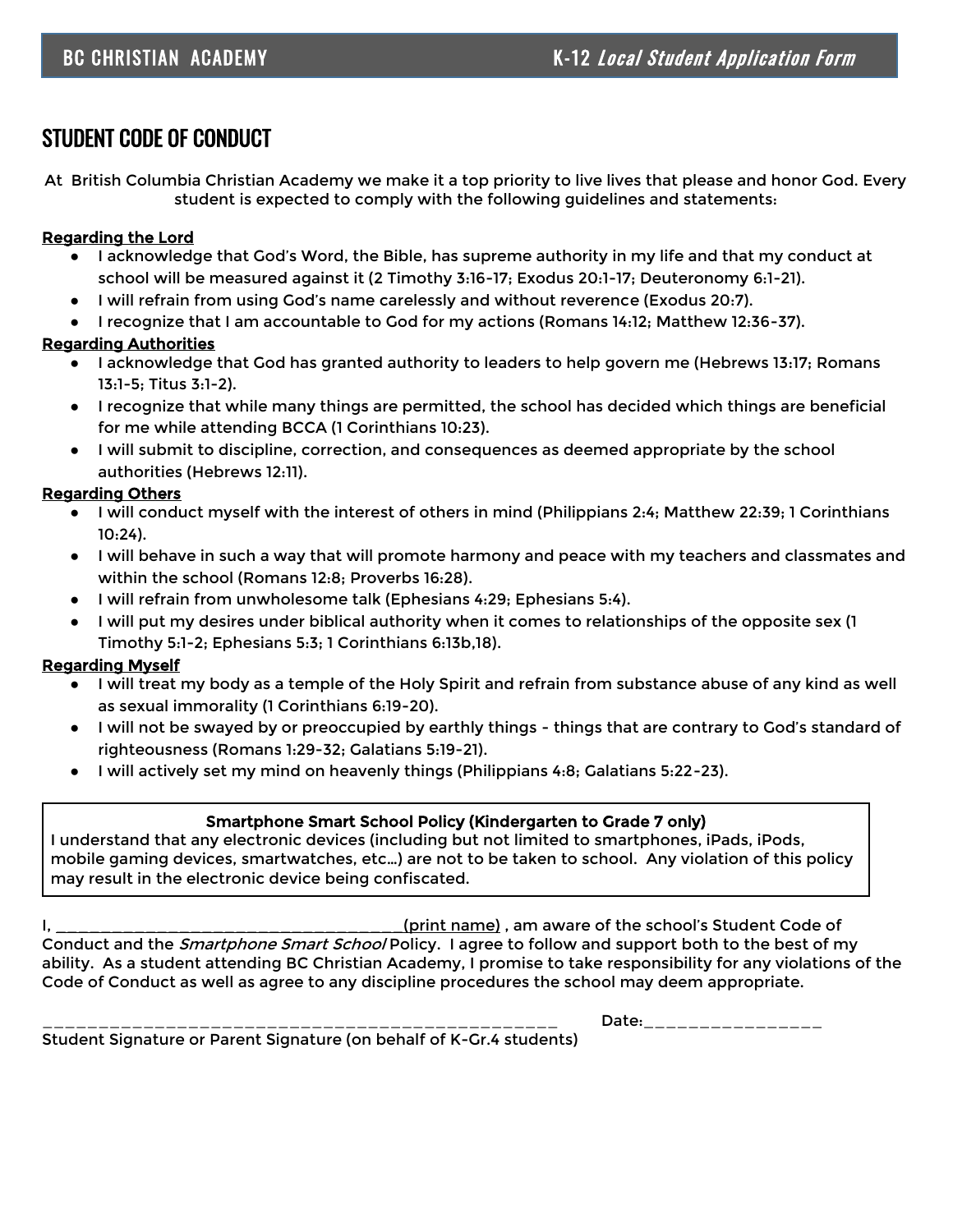# STUDENT CODE OF CONDUCT

At British Columbia Christian Academy we make it a top priority to live lives that please and honor God. Every student is expected to comply with the following guidelines and statements:

**Regarding the Lord**

- I acknowledge that God's Word, the Bible, has supreme authority in my life and that my conduct at school will be measured against it (2 Timothy 3:16-17; Exodus 20:1-17; Deuteronomy 6:1-21).
- I will refrain from using God's name carelessly and without reverence (Exodus 20:7).
- I recognize that I am accountable to God for my actions (Romans 14:12; Matthew 12:36-37).

**Regarding Authorities**

- I acknowledge that God has granted authority to leaders to help govern me (Hebrews 13:17; Romans 13:1-5; Titus 3:1-2).
- I recognize that while many things are permitted, the school has decided which things are beneficial for me while attending BCCA (1 Corinthians 10:23).
- I will submit to discipline, correction, and consequences as deemed appropriate by the school authorities (Hebrews 12:11).

**Regarding Others**

- I will conduct myself with the interest of others in mind (Philippians 2:4; Matthew 22:39; 1 Corinthians 10:24).
- I will behave in such a way that will promote harmony and peace with my teachers and classmates and within the school (Romans 12:8; Proverbs 16:28).
- I will refrain from unwholesome talk (Ephesians 4:29; Ephesians 5:4).
- I will put my desires under biblical authority when it comes to relationships of the opposite sex (1 Timothy 5:1-2; Ephesians 5:3; 1 Corinthians 6:13b,18).

**Regarding Myself**

- I will treat my body as a temple of the Holy Spirit and refrain from substance abuse of any kind as well as sexual immorality (1 Corinthians 6:19-20).
- I will not be swayed by or preoccupied by earthly things - things that are contrary to God's standard of righteousness (Romans 1:29-32; Galatians 5:19-21).
- I will actively set my mind on heavenly things (Philippians 4:8; Galatians 5:22-23).

**Smartphone Smart School Policy (Kindergarten to Grade 7 only)**

I understand that any electronic devices (including but not limited to smartphones, iPads, iPods, mobile gaming devices, smartwatches, etc…) are not to be taken to school. Any violation of this policy may result in the electronic device being confiscated.

I, ______________________________________(print name) , am aware of the school's Student Code of Conduct and the *Smartphone Smart School* Policy. I agree to follow and support both to the best of my ability. As a student attending BC Christian Academy, I promise to take responsibility for any violations of the Code of Conduct as well as agree to any discipline procedures the school may deem appropriate.

__________________________________________________ Date:_________________

Student Signature or Parent Signature (on behalf of K-Gr.4 students)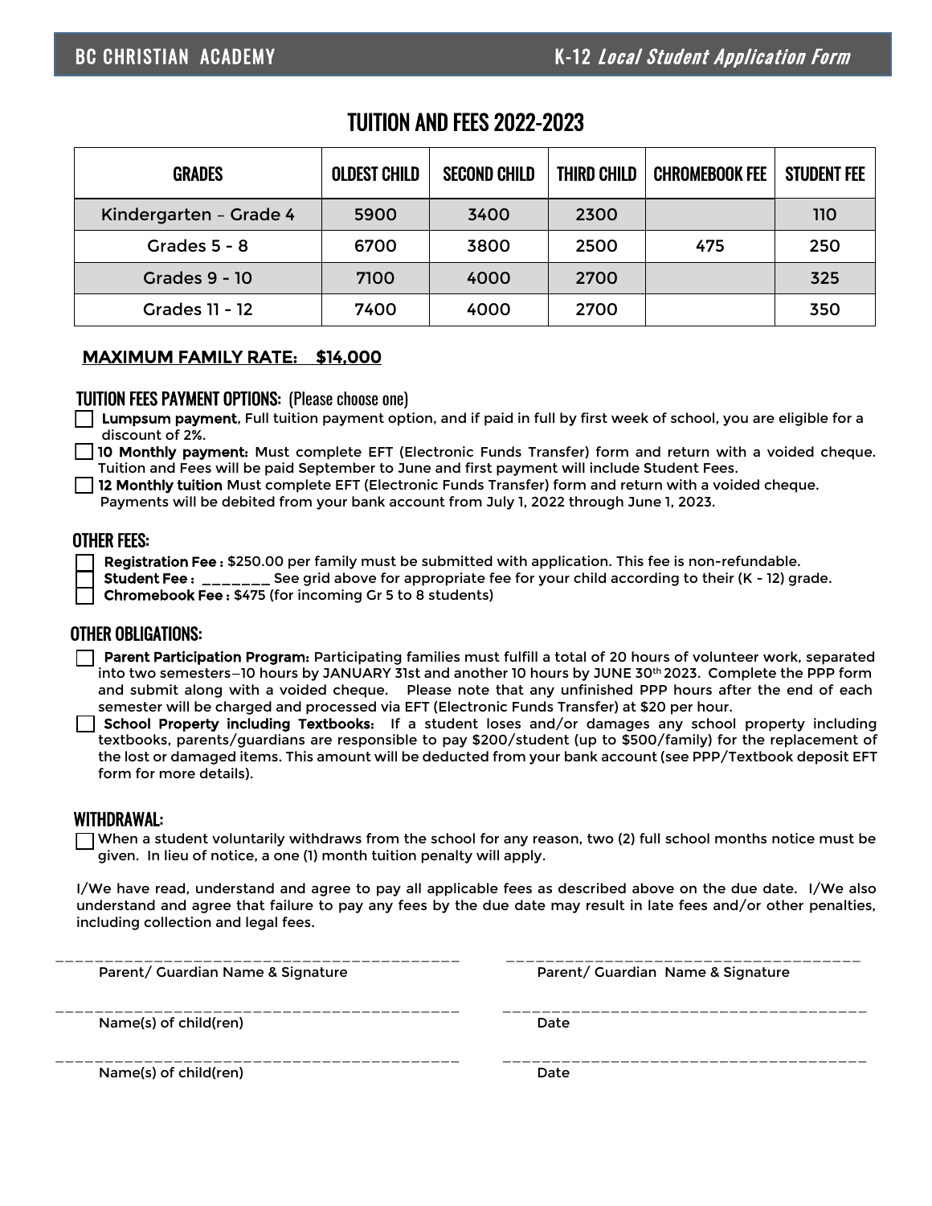BC CHRISTIAN ACADEMY — K-12 *Local Student Application Form*

# TUITION AND FEES 2022-2023

| GRADES | OLDEST CHILD | SECOND CHILD | THIRD CHILD | CHROMEBOOK FEE | STUDENT FEE |
|---|---|---|---|---|---|
| Kindergarten – Grade 4 | 5900 | 3400 | 2300 | | 110 |
| Grades 5 - 8 | 6700 | 3800 | 2500 | 475 | 250 |
| Grades 9 - 10 | 7100 | 4000 | 2700 | | 325 |
| Grades 11 - 12 | 7400 | 4000 | 2700 | | 350 |

**MAXIMUM FAMILY RATE: $14,000**

## TUITION FEES PAYMENT OPTIONS: (Please choose one)

- ☐ **Lumpsum payment**, Full tuition payment option, and if paid in full by first week of school, you are eligible for a discount of 2%.
- ☐ **10 Monthly payment:** Must complete EFT (Electronic Funds Transfer) form and return with a voided cheque. Tuition and Fees will be paid September to June and first payment will include Student Fees.
- ☐ **12 Monthly tuition** Must complete EFT (Electronic Funds Transfer) form and return with a voided cheque. Payments will be debited from your bank account from July 1, 2022 through June 1, 2023.

## OTHER FEES:

- ☐ **Registration Fee :** $250.00 per family must be submitted with application. This fee is non-refundable.
- ☐ **Student Fee :** _______ See grid above for appropriate fee for your child according to their (K - 12) grade.
- ☐ **Chromebook Fee :** $475 (for incoming Gr 5 to 8 students)

## OTHER OBLIGATIONS:

- ☐ **Parent Participation Program:** Participating families must fulfill a total of 20 hours of volunteer work, separated into two semesters–10 hours by JANUARY 31st and another 10 hours by JUNE 30th 2023. Complete the PPP form and submit along with a voided cheque. Please note that any unfinished PPP hours after the end of each semester will be charged and processed via EFT (Electronic Funds Transfer) at $20 per hour.
- ☐ **School Property including Textbooks:** If a student loses and/or damages any school property including textbooks, parents/guardians are responsible to pay $200/student (up to $500/family) for the replacement of the lost or damaged items. This amount will be deducted from your bank account (see PPP/Textbook deposit EFT form for more details).

## WITHDRAWAL:

- ☐ When a student voluntarily withdraws from the school for any reason, two (2) full school months notice must be given. In lieu of notice, a one (1) month tuition penalty will apply.

I/We have read, understand and agree to pay all applicable fees as described above on the due date. I/We also understand and agree that failure to pay any fees by the due date may result in late fees and/or other penalties, including collection and legal fees.

_____________________________________ Parent/ Guardian Name & Signature

_____________________________________ Parent/ Guardian Name & Signature

_____________________________________ Name(s) of child(ren)

_____________________________________ Date

_____________________________________ Name(s) of child(ren)

_____________________________________ Date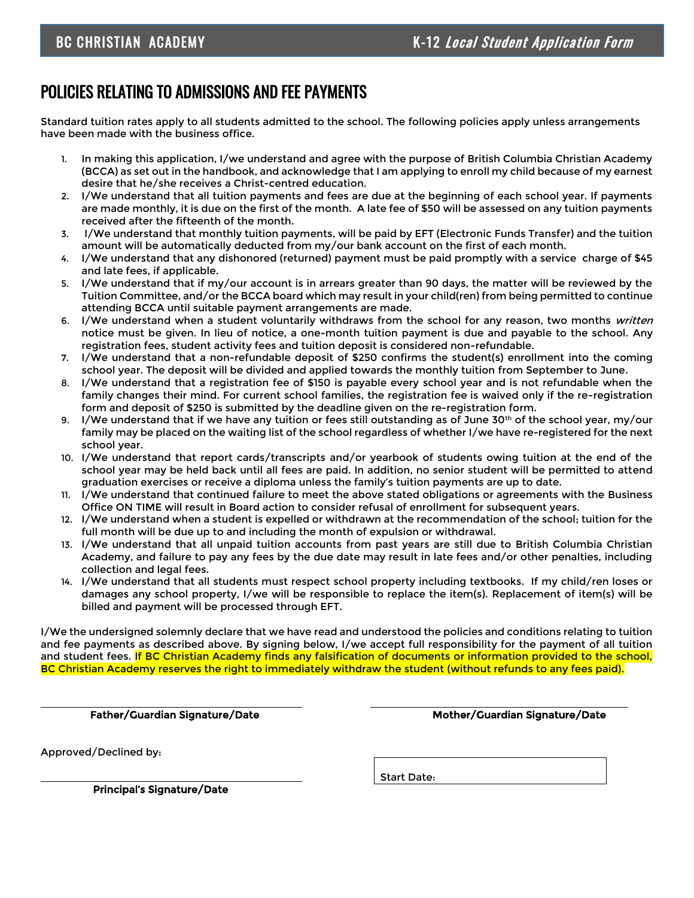# POLICIES RELATING TO ADMISSIONS AND FEE PAYMENTS

Standard tuition rates apply to all students admitted to the school. The following policies apply unless arrangements have been made with the business office.

1. In making this application, I/we understand and agree with the purpose of British Columbia Christian Academy (BCCA) as set out in the handbook, and acknowledge that I am applying to enroll my child because of my earnest desire that he/she receives a Christ-centred education.
2. I/We understand that all tuition payments and fees are due at the beginning of each school year. If payments are made monthly, it is due on the first of the month. A late fee of $50 will be assessed on any tuition payments received after the fifteenth of the month.
3. I/We understand that monthly tuition payments, will be paid by EFT (Electronic Funds Transfer) and the tuition amount will be automatically deducted from my/our bank account on the first of each month.
4. I/We understand that any dishonored (returned) payment must be paid promptly with a service charge of $45 and late fees, if applicable.
5. I/We understand that if my/our account is in arrears greater than 90 days, the matter will be reviewed by the Tuition Committee, and/or the BCCA board which may result in your child(ren) from being permitted to continue attending BCCA until suitable payment arrangements are made.
6. I/We understand when a student voluntarily withdraws from the school for any reason, two months *written* notice must be given. In lieu of notice, a one-month tuition payment is due and payable to the school. Any registration fees, student activity fees and tuition deposit is considered non-refundable.
7. I/We understand that a non-refundable deposit of $250 confirms the student(s) enrollment into the coming school year. The deposit will be divided and applied towards the monthly tuition from September to June.
8. I/We understand that a registration fee of $150 is payable every school year and is not refundable when the family changes their mind. For current school families, the registration fee is waived only if the re-registration form and deposit of $250 is submitted by the deadline given on the re-registration form.
9. I/We understand that if we have any tuition or fees still outstanding as of June 30th of the school year, my/our family may be placed on the waiting list of the school regardless of whether I/we have re-registered for the next school year.
10. I/We understand that report cards/transcripts and/or yearbook of students owing tuition at the end of the school year may be held back until all fees are paid. In addition, no senior student will be permitted to attend graduation exercises or receive a diploma unless the family's tuition payments are up to date.
11. I/We understand that continued failure to meet the above stated obligations or agreements with the Business Office ON TIME will result in Board action to consider refusal of enrollment for subsequent years.
12. I/We understand when a student is expelled or withdrawn at the recommendation of the school; tuition for the full month will be due up to and including the month of expulsion or withdrawal.
13. I/We understand that all unpaid tuition accounts from past years are still due to British Columbia Christian Academy, and failure to pay any fees by the due date may result in late fees and/or other penalties, including collection and legal fees.
14. I/We understand that all students must respect school property including textbooks. If my child/ren loses or damages any school property, I/we will be responsible to replace the item(s). Replacement of item(s) will be billed and payment will be processed through EFT.

I/We the undersigned solemnly declare that we have read and understood the policies and conditions relating to tuition and fee payments as described above. By signing below, I/we accept full responsibility for the payment of all tuition and student fees. If BC Christian Academy finds any falsification of documents or information provided to the school, BC Christian Academy reserves the right to immediately withdraw the student (without refunds to any fees paid).

______________________________
**Father/Guardian Signature/Date**

______________________________
**Mother/Guardian Signature/Date**

Approved/Declined by:

______________________________
**Principal's Signature/Date**

Start Date: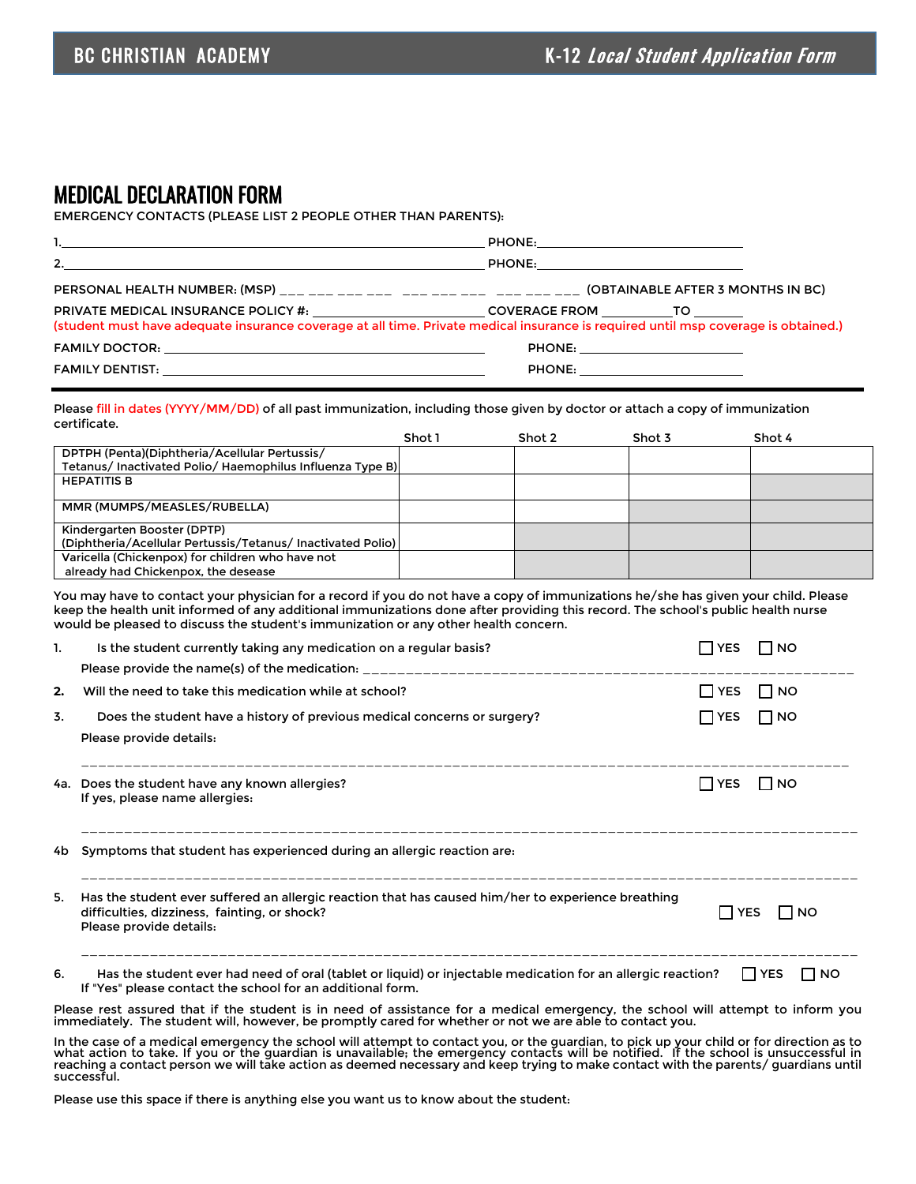# MEDICAL DECLARATION FORM

EMERGENCY CONTACTS (PLEASE LIST 2 PEOPLE OTHER THAN PARENTS):

1.______________________________________________________ PHONE:______________________________

2.______________________________________________________ PHONE:______________________________

PERSONAL HEALTH NUMBER: (MSP) ___ ___ ___ ___ ___ ___ ___ ___ ___ ___ (OBTAINABLE AFTER 3 MONTHS IN BC)

PRIVATE MEDICAL INSURANCE POLICY #: ________________________ COVERAGE FROM __________TO _______

(student must have adequate insurance coverage at all time. Private medical insurance is required until msp coverage is obtained.)

FAMILY DOCTOR: ____________________________________________ PHONE: ________________________

FAMILY DENTIST: ____________________________________________ PHONE: ________________________

Please fill in dates (YYYY/MM/DD) of all past immunization, including those given by doctor or attach a copy of immunization certificate.

| | Shot 1 | Shot 2 | Shot 3 | Shot 4 |
|---|---|---|---|---|
| DPTPH (Penta)(Diphtheria/Acellular Pertussis/ Tetanus/ Inactivated Polio/ Haemophilus Influenza Type B) | | | | |
| HEPATITIS B | | | | |
| MMR (MUMPS/MEASLES/RUBELLA) | | | | |
| Kindergarten Booster (DPTP) (Diphtheria/Acellular Pertussis/Tetanus/ Inactivated Polio) | | | | |
| Varicella (Chickenpox) for children who have not already had Chickenpox, the desease | | | | |

You may have to contact your physician for a record if you do not have a copy of immunizations he/she has given your child. Please keep the health unit informed of any additional immunizations done after providing this record. The school's public health nurse would be pleased to discuss the student's immunization or any other health concern.

1. Is the student currently taking any medication on a regular basis? ☐ YES ☐ NO
   Please provide the name(s) of the medication: ____________________________________________

2. Will the need to take this medication while at school? ☐ YES ☐ NO

3. Does the student have a history of previous medical concerns or surgery? ☐ YES ☐ NO
   Please provide details:
   ______________________________________________________________________________

4a. Does the student have any known allergies? ☐ YES ☐ NO
   If yes, please name allergies:
   ______________________________________________________________________________

4b Symptoms that student has experienced during an allergic reaction are:
   ______________________________________________________________________________

5. Has the student ever suffered an allergic reaction that has caused him/her to experience breathing difficulties, dizziness, fainting, or shock? ☐ YES ☐ NO
   Please provide details:
   ______________________________________________________________________________

6. Has the student ever had need of oral (tablet or liquid) or injectable medication for an allergic reaction? ☐ YES ☐ NO
   If "Yes" please contact the school for an additional form.

Please rest assured that if the student is in need of assistance for a medical emergency, the school will attempt to inform you immediately. The student will, however, be promptly cared for whether or not we are able to contact you.

In the case of a medical emergency the school will attempt to contact you, or the guardian, to pick up your child or for direction as to what action to take. If you or the guardian is unavailable; the emergency contacts will be notified. If the school is unsuccessful in reaching a contact person we will take action as deemed necessary and keep trying to make contact with the parents/ guardians until successful.

Please use this space if there is anything else you want us to know about the student: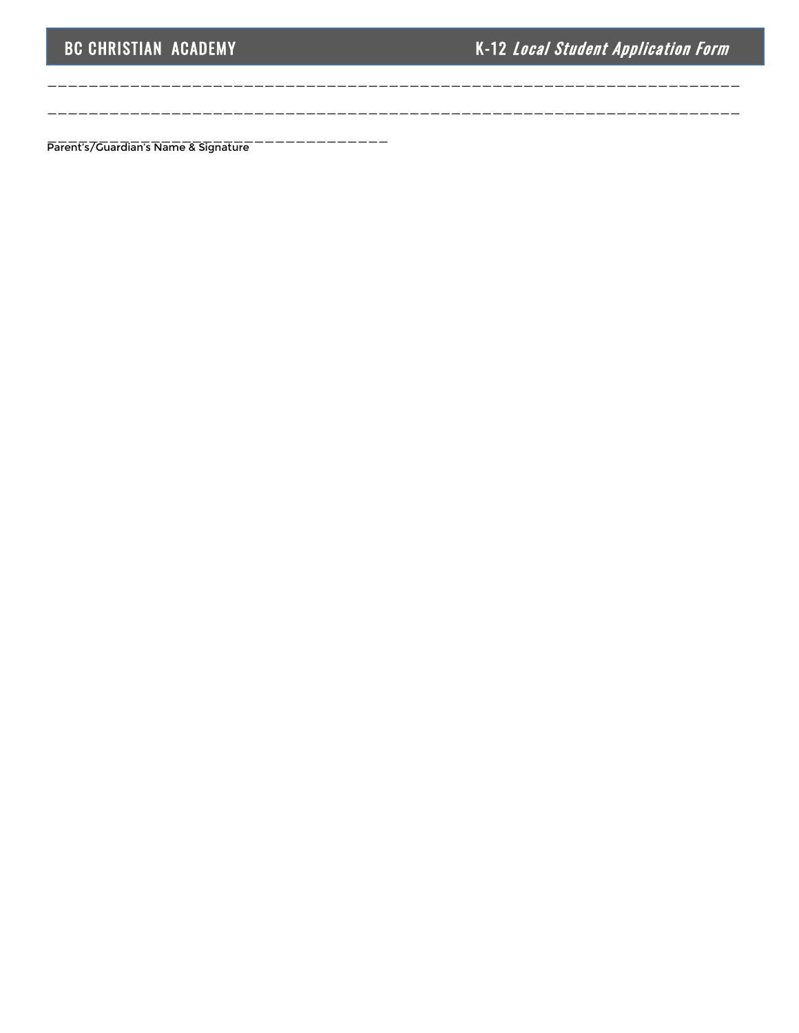\_\_\_\_\_\_\_\_\_\_\_\_\_\_\_\_\_\_\_\_\_\_\_\_\_\_\_\_\_\_\_\_\_\_\_\_\_\_\_\_\_\_\_\_\_\_\_\_\_\_\_\_\_\_\_\_\_\_\_\_\_\_\_\_\_\_\_\_

\_\_\_\_\_\_\_\_\_\_\_\_\_\_\_\_\_\_\_\_\_\_\_\_\_\_\_\_\_\_\_\_\_\_\_\_\_\_\_\_\_\_\_\_\_\_\_\_\_\_\_\_\_\_\_\_\_\_\_\_\_\_\_\_\_\_\_\_

\_\_\_\_\_\_\_\_\_\_\_\_\_\_\_\_\_\_\_\_\_\_\_\_\_\_\_\_\_\_\_\_\_\_\_\_\_\_\_

Parent's/Guardian's Name & Signature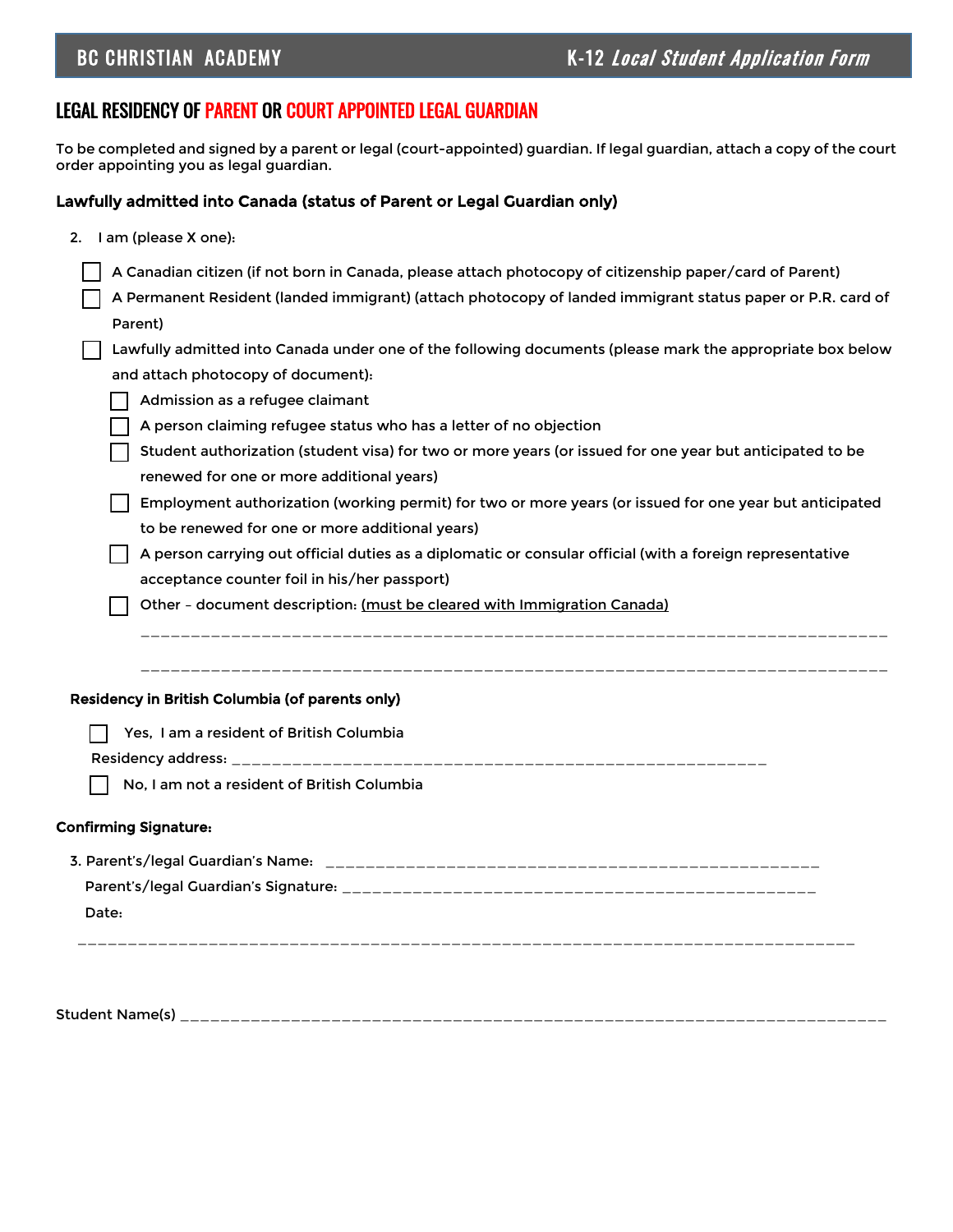# LEGAL RESIDENCY OF PARENT OR COURT APPOINTED LEGAL GUARDIAN

To be completed and signed by a parent or legal (court-appointed) guardian. If legal guardian, attach a copy of the court order appointing you as legal guardian.

### Lawfully admitted into Canada (status of Parent or Legal Guardian only)

2. I am (please X one):

- ☐ A Canadian citizen (if not born in Canada, please attach photocopy of citizenship paper/card of Parent)
- ☐ A Permanent Resident (landed immigrant) (attach photocopy of landed immigrant status paper or P.R. card of Parent)
- ☐ Lawfully admitted into Canada under one of the following documents (please mark the appropriate box below and attach photocopy of document):
  - ☐ Admission as a refugee claimant
  - ☐ A person claiming refugee status who has a letter of no objection
  - ☐ Student authorization (student visa) for two or more years (or issued for one year but anticipated to be renewed for one or more additional years)
  - ☐ Employment authorization (working permit) for two or more years (or issued for one year but anticipated to be renewed for one or more additional years)
  - ☐ A person carrying out official duties as a diplomatic or consular official (with a foreign representative acceptance counter foil in his/her passport)
  - ☐ Other – document description: (must be cleared with Immigration Canada)

    ___________________________________________________________________________

    ___________________________________________________________________________

### Residency in British Columbia (of parents only)

☐ Yes, I am a resident of British Columbia

Residency address: ________________________________________________________

☐ No, I am not a resident of British Columbia

### Confirming Signature:

3. Parent's/legal Guardian's Name: ________________________________________________

   Parent's/legal Guardian's Signature: ____________________________________________

   Date:

   ________________________________________________________________________________

Student Name(s) ____________________________________________________________________